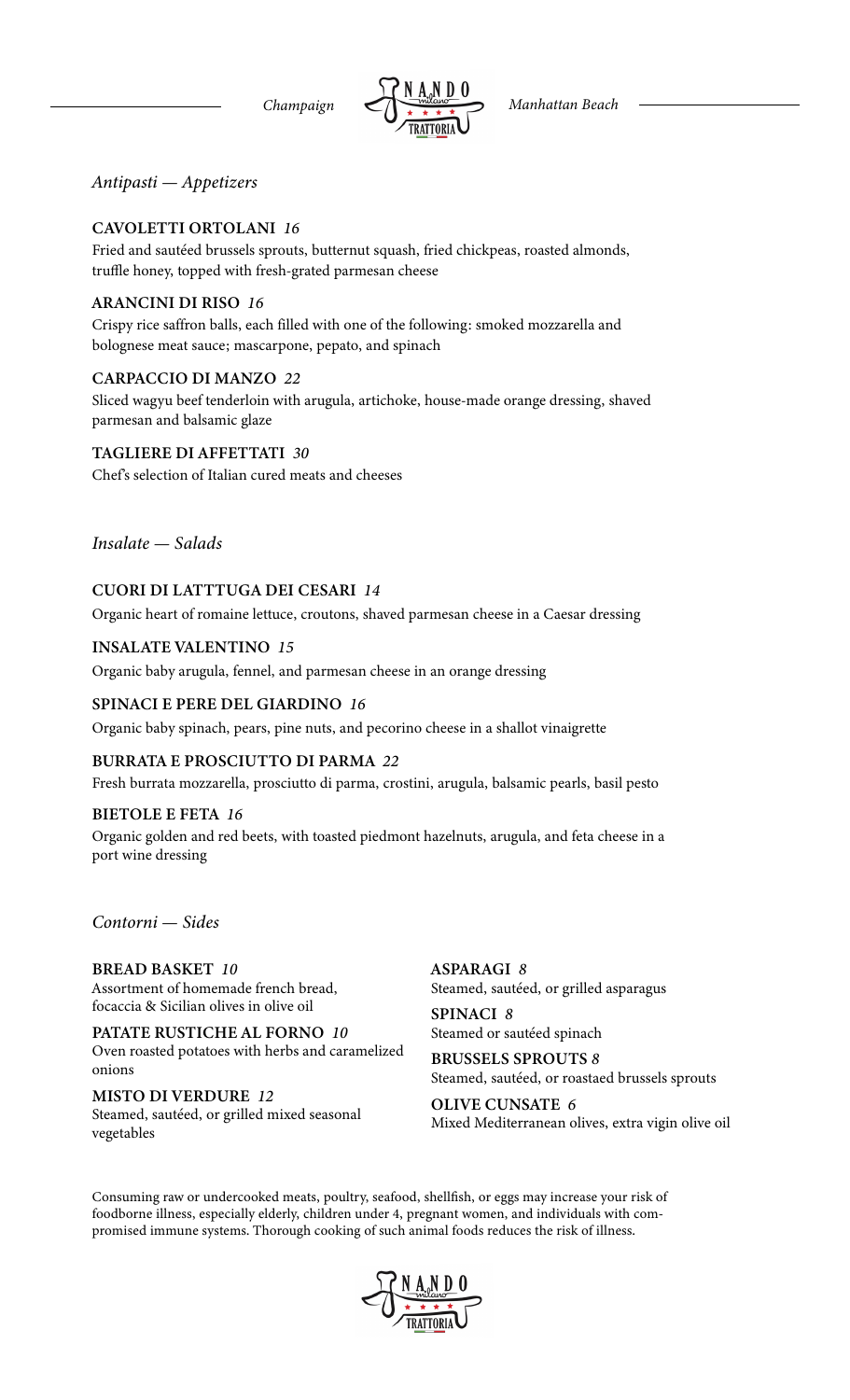*Champaign* NANDO milano TRATTORIA *Manhattan Beach*

## *Antipasti — Appetizers*

**CAVOLETTI ORTOLANI** *16*
Fried and sautéed brussels sprouts, butternut squash, fried chickpeas, roasted almonds, truffle honey, topped with fresh-grated parmesan cheese

**ARANCINI DI RISO** *16*
Crispy rice saffron balls, each filled with one of the following: smoked mozzarella and bolognese meat sauce; mascarpone, pepato, and spinach

**CARPACCIO DI MANZO** *22*
Sliced wagyu beef tenderloin with arugula, artichoke, house-made orange dressing, shaved parmesan and balsamic glaze

**TAGLIERE DI AFFETTATI** *30*
Chef's selection of Italian cured meats and cheeses

## *Insalate — Salads*

**CUORI DI LATTTUGA DEI CESARI** *14*
Organic heart of romaine lettuce, croutons, shaved parmesan cheese in a Caesar dressing

**INSALATE VALENTINO** *15*
Organic baby arugula, fennel, and parmesan cheese in an orange dressing

**SPINACI E PERE DEL GIARDINO** *16*
Organic baby spinach, pears, pine nuts, and pecorino cheese in a shallot vinaigrette

**BURRATA E PROSCIUTTO DI PARMA** *22*
Fresh burrata mozzarella, prosciutto di parma, crostini, arugula, balsamic pearls, basil pesto

**BIETOLE E FETA** *16*
Organic golden and red beets, with toasted piedmont hazelnuts, arugula, and feta cheese in a port wine dressing

## *Contorni — Sides*

**BREAD BASKET** *10*
Assortment of homemade french bread, focaccia & Sicilian olives in olive oil

**PATATE RUSTICHE AL FORNO** *10*
Oven roasted potatoes with herbs and caramelized onions

**MISTO DI VERDURE** *12*
Steamed, sautéed, or grilled mixed seasonal vegetables

**ASPARAGI** *8*
Steamed, sautéed, or grilled asparagus

**SPINACI** *8*
Steamed or sautéed spinach

**BRUSSELS SPROUTS** *8*
Steamed, sautéed, or roastaed brussels sprouts

**OLIVE CUNSATE** *6*
Mixed Mediterranean olives, extra vigin olive oil

Consuming raw or undercooked meats, poultry, seafood, shellfish, or eggs may increase your risk of foodborne illness, especially elderly, children under 4, pregnant women, and individuals with compromised immune systems. Thorough cooking of such animal foods reduces the risk of illness.

NANDO milano TRATTORIA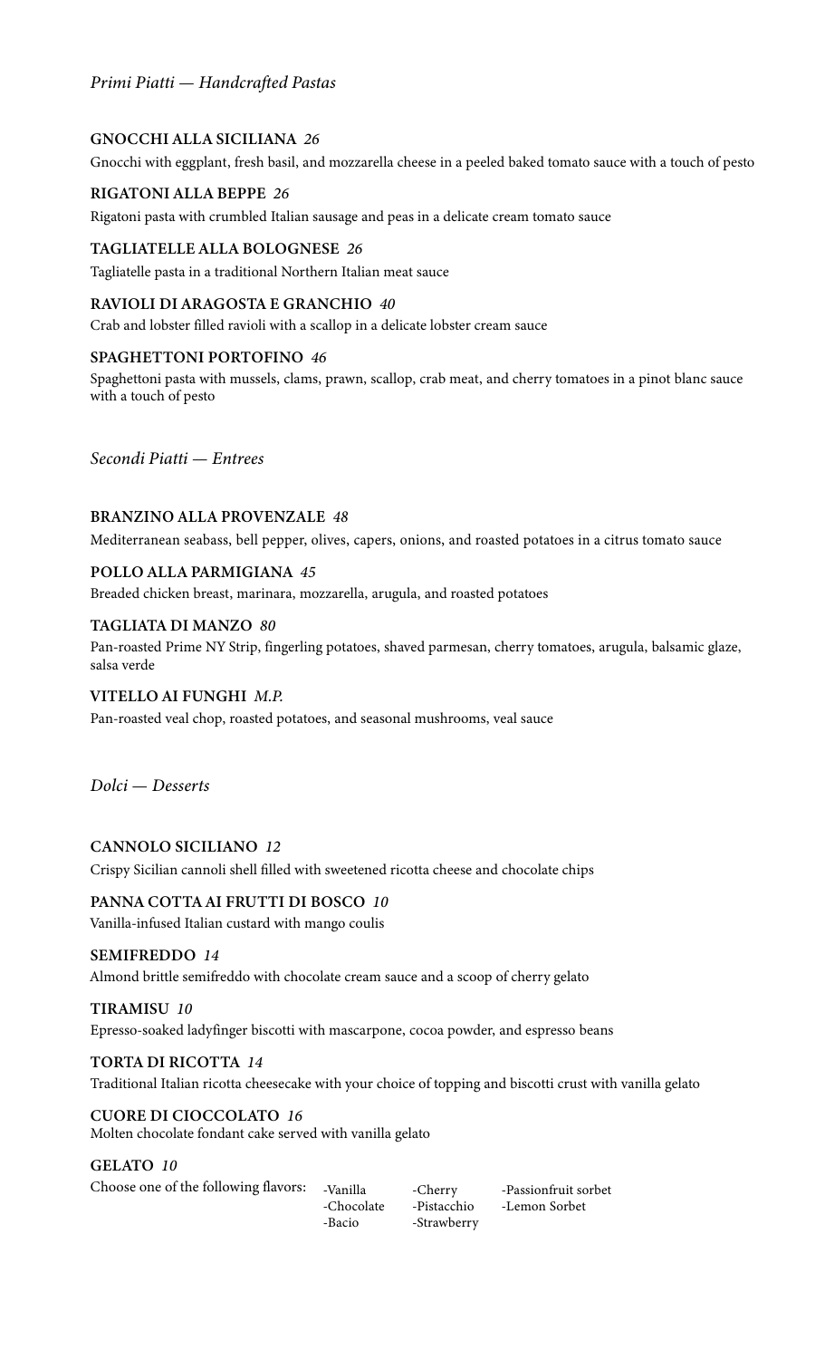## *Primi Piatti — Handcrafted Pastas*

**GNOCCHI ALLA SICILIANA** *26*

Gnocchi with eggplant, fresh basil, and mozzarella cheese in a peeled baked tomato sauce with a touch of pesto

**RIGATONI ALLA BEPPE** *26*

Rigatoni pasta with crumbled Italian sausage and peas in a delicate cream tomato sauce

**TAGLIATELLE ALLA BOLOGNESE** *26*

Tagliatelle pasta in a traditional Northern Italian meat sauce

**RAVIOLI DI ARAGOSTA E GRANCHIO** *40*

Crab and lobster filled ravioli with a scallop in a delicate lobster cream sauce

**SPAGHETTONI PORTOFINO** *46*

Spaghettoni pasta with mussels, clams, prawn, scallop, crab meat, and cherry tomatoes in a pinot blanc sauce with a touch of pesto

## *Secondi Piatti — Entrees*

**BRANZINO ALLA PROVENZALE** *48*

Mediterranean seabass, bell pepper, olives, capers, onions, and roasted potatoes in a citrus tomato sauce

**POLLO ALLA PARMIGIANA** *45*

Breaded chicken breast, marinara, mozzarella, arugula, and roasted potatoes

**TAGLIATA DI MANZO** *80*

Pan-roasted Prime NY Strip, fingerling potatoes, shaved parmesan, cherry tomatoes, arugula, balsamic glaze, salsa verde

**VITELLO AI FUNGHI** *M.P.*

Pan-roasted veal chop, roasted potatoes, and seasonal mushrooms, veal sauce

## *Dolci — Desserts*

**CANNOLO SICILIANO** *12*

Crispy Sicilian cannoli shell filled with sweetened ricotta cheese and chocolate chips

**PANNA COTTA AI FRUTTI DI BOSCO** *10*

Vanilla-infused Italian custard with mango coulis

**SEMIFREDDO** *14*

Almond brittle semifreddo with chocolate cream sauce and a scoop of cherry gelato

**TIRAMISU** *10*

Epresso-soaked ladyfinger biscotti with mascarpone, cocoa powder, and espresso beans

**TORTA DI RICOTTA** *14*

Traditional Italian ricotta cheesecake with your choice of topping and biscotti crust with vanilla gelato

**CUORE DI CIOCCOLATO** *16*

Molten chocolate fondant cake served with vanilla gelato

**GELATO** *10*

Choose one of the following flavors:

-Vanilla
-Chocolate
-Bacio
-Cherry
-Pistacchio
-Strawberry
-Passionfruit sorbet
-Lemon Sorbet